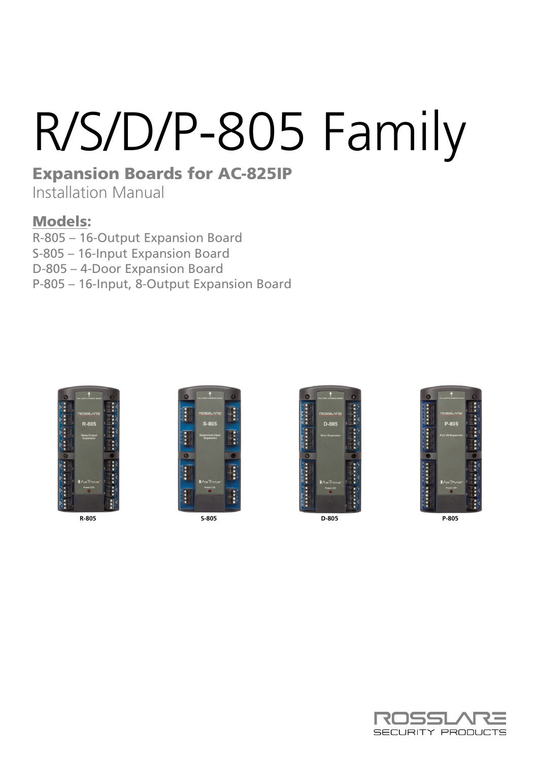# R/S/D/P-805 Family

## Expansion Boards for AC-825IP

Installation Manual

### Models:

R-805 – 16-Output Expansion Board
S-805 – 16-Input Expansion Board
D-805 – 4-Door Expansion Board
P-805 – 16-Input, 8-Output Expansion Board

R-805 S-805 D-805 P-805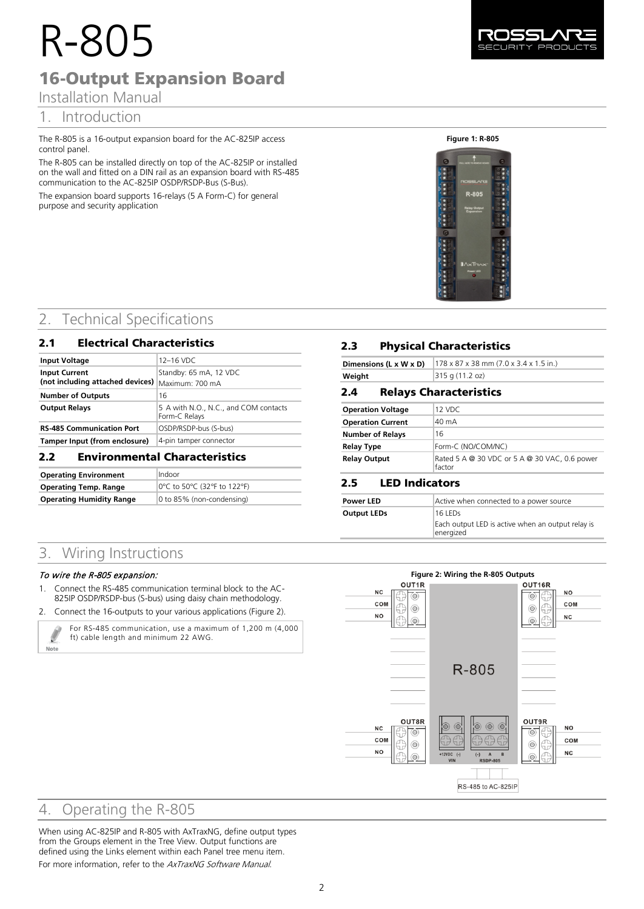# R-805

## 16-Output Expansion Board

Installation Manual

# 1. Introduction

The R-805 is a 16-output expansion board for the AC-825IP access control panel.

The R-805 can be installed directly on top of the AC-825IP or installed on the wall and fitted on a DIN rail as an expansion board with RS-485 communication to the AC-825IP OSDP/RSDP-Bus (S-Bus).

The expansion board supports 16-relays (5 A Form-C) for general purpose and security application

**Figure 1: R-805**

# 2. Technical Specifications

## 2.1 Electrical Characteristics

| | |
|---|---|
| **Input Voltage** | 12–16 VDC |
| **Input Current (not including attached devices)** | Standby: 65 mA, 12 VDC<br>Maximum: 700 mA |
| **Number of Outputs** | 16 |
| **Output Relays** | 5 A with N.O., N.C., and COM contacts Form-C Relays |
| **RS-485 Communication Port** | OSDP/RSDP-bus (S-bus) |
| **Tamper Input (from enclosure)** | 4-pin tamper connector |

## 2.2 Environmental Characteristics

| | |
|---|---|
| **Operating Environment** | Indoor |
| **Operating Temp. Range** | 0°C to 50°C (32°F to 122°F) |
| **Operating Humidity Range** | 0 to 85% (non-condensing) |

## 2.3 Physical Characteristics

| | |
|---|---|
| **Dimensions (L x W x D)** | 178 x 87 x 38 mm (7.0 x 3.4 x 1.5 in.) |
| **Weight** | 315 g (11.2 oz) |

## 2.4 Relays Characteristics

| | |
|---|---|
| **Operation Voltage** | 12 VDC |
| **Operation Current** | 40 mA |
| **Number of Relays** | 16 |
| **Relay Type** | Form-C (NO/COM/NC) |
| **Relay Output** | Rated 5 A @ 30 VDC or 5 A @ 30 VAC, 0.6 power factor |

## 2.5 LED Indicators

| | |
|---|---|
| **Power LED** | Active when connected to a power source |
| **Output LEDs** | 16 LEDs<br>Each output LED is active when an output relay is energized |

# 3. Wiring Instructions

*To wire the R-805 expansion:*

1. Connect the RS-485 communication terminal block to the AC-825IP OSDP/RSDP-bus (S-bus) using daisy chain methodology.
2. Connect the 16-outputs to your various applications (Figure 2).

> **Note:** For RS-485 communication, use a maximum of 1,200 m (4,000 ft) cable length and minimum 22 AWG.

**Figure 2: Wiring the R-805 Outputs**

# 4. Operating the R-805

When using AC-825IP and R-805 with AxTraxNG, define output types from the Groups element in the Tree View. Output functions are defined using the Links element within each Panel tree menu item.

For more information, refer to the *AxTraxNG Software Manual*.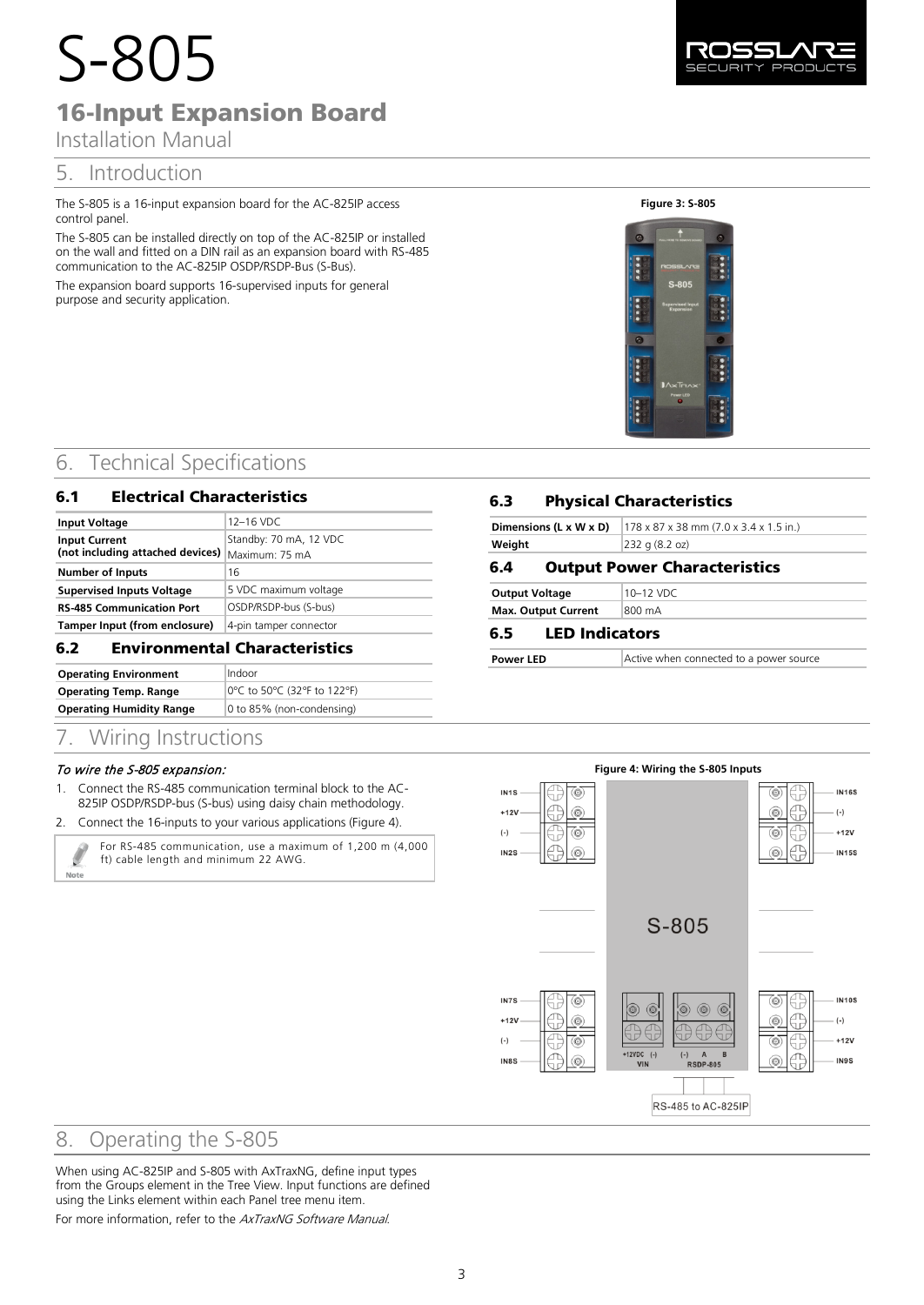# S-805

## 16-Input Expansion Board

Installation Manual

# 5. Introduction

The S-805 is a 16-input expansion board for the AC-825IP access control panel.

The S-805 can be installed directly on top of the AC-825IP or installed on the wall and fitted on a DIN rail as an expansion board with RS-485 communication to the AC-825IP OSDP/RSDP-Bus (S-Bus).

The expansion board supports 16-supervised inputs for general purpose and security application.

Figure 3: S-805

# 6. Technical Specifications

## 6.1 Electrical Characteristics

| | |
|---|---|
| **Input Voltage** | 12–16 VDC |
| **Input Current (not including attached devices)** | Standby: 70 mA, 12 VDC<br>Maximum: 75 mA |
| **Number of Inputs** | 16 |
| **Supervised Inputs Voltage** | 5 VDC maximum voltage |
| **RS-485 Communication Port** | OSDP/RSDP-bus (S-bus) |
| **Tamper Input (from enclosure)** | 4-pin tamper connector |

## 6.2 Environmental Characteristics

| | |
|---|---|
| **Operating Environment** | Indoor |
| **Operating Temp. Range** | 0°C to 50°C (32°F to 122°F) |
| **Operating Humidity Range** | 0 to 85% (non-condensing) |

## 6.3 Physical Characteristics

| | |
|---|---|
| **Dimensions (L x W x D)** | 178 x 87 x 38 mm (7.0 x 3.4 x 1.5 in.) |
| **Weight** | 232 g (8.2 oz) |

## 6.4 Output Power Characteristics

| | |
|---|---|
| **Output Voltage** | 10–12 VDC |
| **Max. Output Current** | 800 mA |

## 6.5 LED Indicators

| | |
|---|---|
| **Power LED** | Active when connected to a power source |

# 7. Wiring Instructions

*To wire the S-805 expansion:*

1. Connect the RS-485 communication terminal block to the AC-825IP OSDP/RSDP-bus (S-bus) using daisy chain methodology.
2. Connect the 16-inputs to your various applications (Figure 4).

> **Note:** For RS-485 communication, use a maximum of 1,200 m (4,000 ft) cable length and minimum 22 AWG.

Figure 4: Wiring the S-805 Inputs

# 8. Operating the S-805

When using AC-825IP and S-805 with AxTraxNG, define input types from the Groups element in the Tree View. Input functions are defined using the Links element within each Panel tree menu item.

For more information, refer to the *AxTraxNG Software Manual*.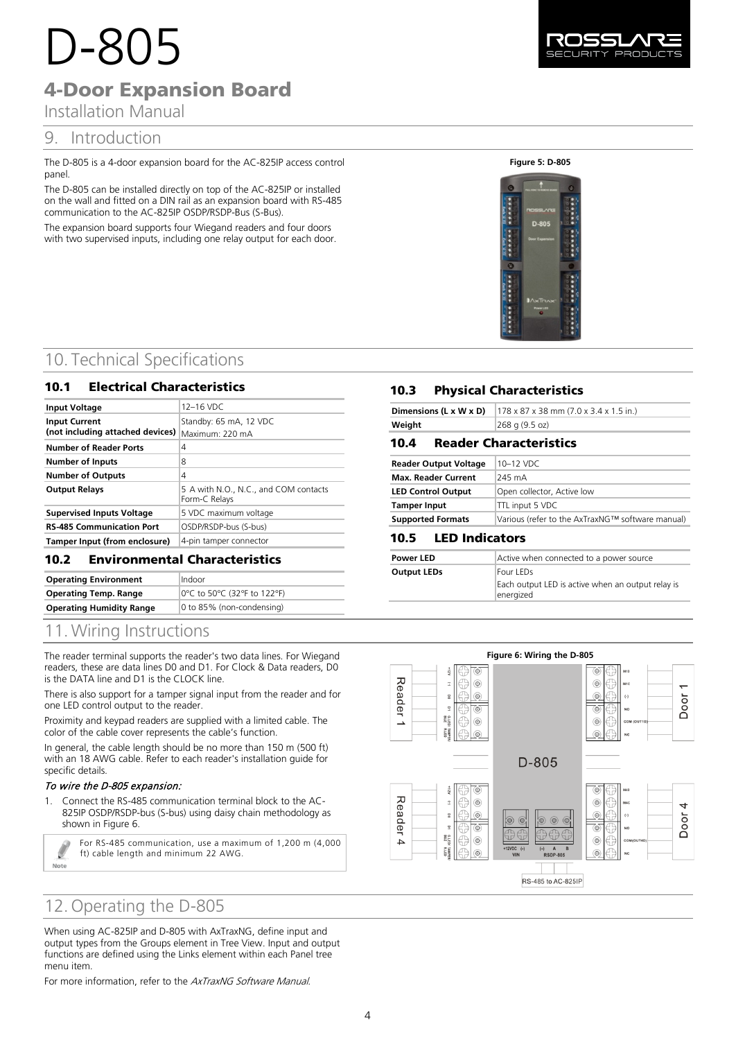# D-805

## 4-Door Expansion Board

Installation Manual

## 9. Introduction

The D-805 is a 4-door expansion board for the AC-825IP access control panel.

The D-805 can be installed directly on top of the AC-825IP or installed on the wall and fitted on a DIN rail as an expansion board with RS-485 communication to the AC-825IP OSDP/RSDP-Bus (S-Bus).

The expansion board supports four Wiegand readers and four doors with two supervised inputs, including one relay output for each door.

**Figure 5: D-805**

## 10. Technical Specifications

### 10.1 Electrical Characteristics

| | |
|---|---|
| **Input Voltage** | 12–16 VDC |
| **Input Current (not including attached devices)** | Standby: 65 mA, 12 VDC<br>Maximum: 220 mA |
| **Number of Reader Ports** | 4 |
| **Number of Inputs** | 8 |
| **Number of Outputs** | 4 |
| **Output Relays** | 5 A with N.O., N.C., and COM contacts Form-C Relays |
| **Supervised Inputs Voltage** | 5 VDC maximum voltage |
| **RS-485 Communication Port** | OSDP/RSDP-bus (S-bus) |
| **Tamper Input (from enclosure)** | 4-pin tamper connector |

### 10.2 Environmental Characteristics

| | |
|---|---|
| **Operating Environment** | Indoor |
| **Operating Temp. Range** | 0°C to 50°C (32°F to 122°F) |
| **Operating Humidity Range** | 0 to 85% (non-condensing) |

### 10.3 Physical Characteristics

| | |
|---|---|
| **Dimensions (L x W x D)** | 178 x 87 x 38 mm (7.0 x 3.4 x 1.5 in.) |
| **Weight** | 268 g (9.5 oz) |

### 10.4 Reader Characteristics

| | |
|---|---|
| **Reader Output Voltage** | 10–12 VDC |
| **Max. Reader Current** | 245 mA |
| **LED Control Output** | Open collector, Active low |
| **Tamper Input** | TTL input 5 VDC |
| **Supported Formats** | Various (refer to the AxTraxNG™ software manual) |

### 10.5 LED Indicators

| | |
|---|---|
| **Power LED** | Active when connected to a power source |
| **Output LEDs** | Four LEDs<br>Each output LED is active when an output relay is energized |

## 11. Wiring Instructions

The reader terminal supports the reader's two data lines. For Wiegand readers, these are data lines D0 and D1. For Clock & Data readers, D0 is the DATA line and D1 is the CLOCK line.

There is also support for a tamper signal input from the reader and for one LED control output to the reader.

Proximity and keypad readers are supplied with a limited cable. The color of the cable cover represents the cable's function.

In general, the cable length should be no more than 150 m (500 ft) with an 18 AWG cable. Refer to each reader's installation guide for specific details.

*To wire the D-805 expansion:*

1. Connect the RS-485 communication terminal block to the AC-825IP OSDP/RSDP-bus (S-bus) using daisy chain methodology as shown in Figure 6.

> Note: For RS-485 communication, use a maximum of 1,200 m (4,000 ft) cable length and minimum 22 AWG.

**Figure 6: Wiring the D-805**

## 12. Operating the D-805

When using AC-825IP and D-805 with AxTraxNG, define input and output types from the Groups element in Tree View. Input and output functions are defined using the Links element within each Panel tree menu item.

For more information, refer to the *AxTraxNG Software Manual*.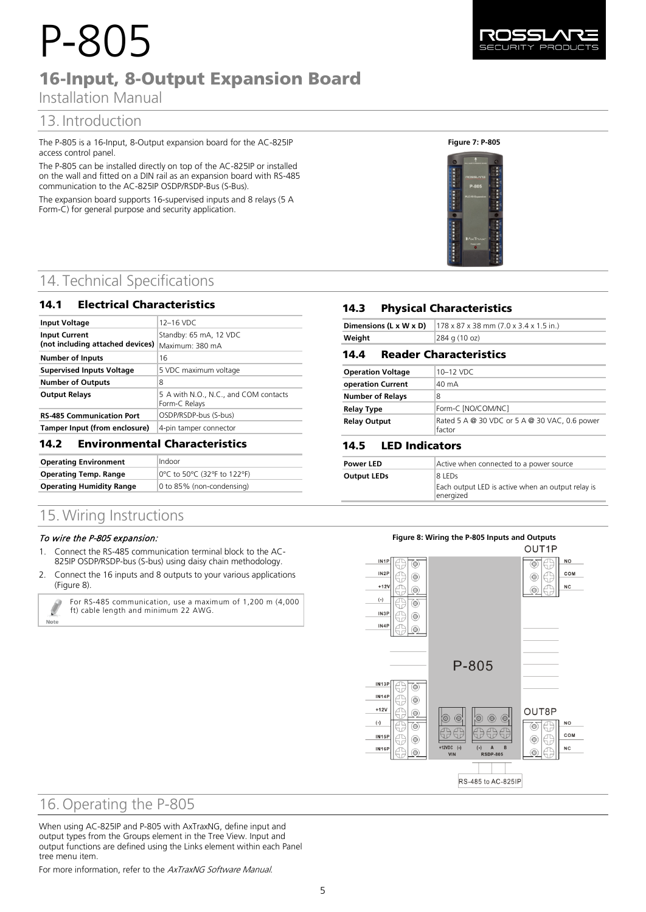# P-805

## 16-Input, 8-Output Expansion Board

Installation Manual

## 13. Introduction

The P-805 is a 16-Input, 8-Output expansion board for the AC-825IP access control panel.

The P-805 can be installed directly on top of the AC-825IP or installed on the wall and fitted on a DIN rail as an expansion board with RS-485 communication to the AC-825IP OSDP/RSDP-Bus (S-Bus).

The expansion board supports 16-supervised inputs and 8 relays (5 A Form-C) for general purpose and security application.

**Figure 7: P-805**

## 14. Technical Specifications

### 14.1 Electrical Characteristics

| | |
|---|---|
| **Input Voltage** | 12–16 VDC |
| **Input Current (not including attached devices)** | Standby: 65 mA, 12 VDC<br>Maximum: 380 mA |
| **Number of Inputs** | 16 |
| **Supervised Inputs Voltage** | 5 VDC maximum voltage |
| **Number of Outputs** | 8 |
| **Output Relays** | 5 A with N.O., N.C., and COM contacts Form-C Relays |
| **RS-485 Communication Port** | OSDP/RSDP-bus (S-bus) |
| **Tamper Input (from enclosure)** | 4-pin tamper connector |

### 14.2 Environmental Characteristics

| | |
|---|---|
| **Operating Environment** | Indoor |
| **Operating Temp. Range** | 0°C to 50°C (32°F to 122°F) |
| **Operating Humidity Range** | 0 to 85% (non-condensing) |

### 14.3 Physical Characteristics

| | |
|---|---|
| **Dimensions (L x W x D)** | 178 x 87 x 38 mm (7.0 x 3.4 x 1.5 in.) |
| **Weight** | 284 g (10 oz) |

### 14.4 Reader Characteristics

| | |
|---|---|
| **Operation Voltage** | 10–12 VDC |
| **operation Current** | 40 mA |
| **Number of Relays** | 8 |
| **Relay Type** | Form-C [NO/COM/NC] |
| **Relay Output** | Rated 5 A @ 30 VDC or 5 A @ 30 VAC, 0.6 power factor |

### 14.5 LED Indicators

| | |
|---|---|
| **Power LED** | Active when connected to a power source |
| **Output LEDs** | 8 LEDs<br>Each output LED is active when an output relay is energized |

## 15. Wiring Instructions

*To wire the P-805 expansion:*

1. Connect the RS-485 communication terminal block to the AC-825IP OSDP/RSDP-bus (S-bus) using daisy chain methodology.
2. Connect the 16 inputs and 8 outputs to your various applications (Figure 8).

Note: For RS-485 communication, use a maximum of 1,200 m (4,000 ft) cable length and minimum 22 AWG.

**Figure 8: Wiring the P-805 Inputs and Outputs**

## 16. Operating the P-805

When using AC-825IP and P-805 with AxTraxNG, define input and output types from the Groups element in the Tree View. Input and output functions are defined using the Links element within each Panel tree menu item.

For more information, refer to the *AxTraxNG Software Manual*.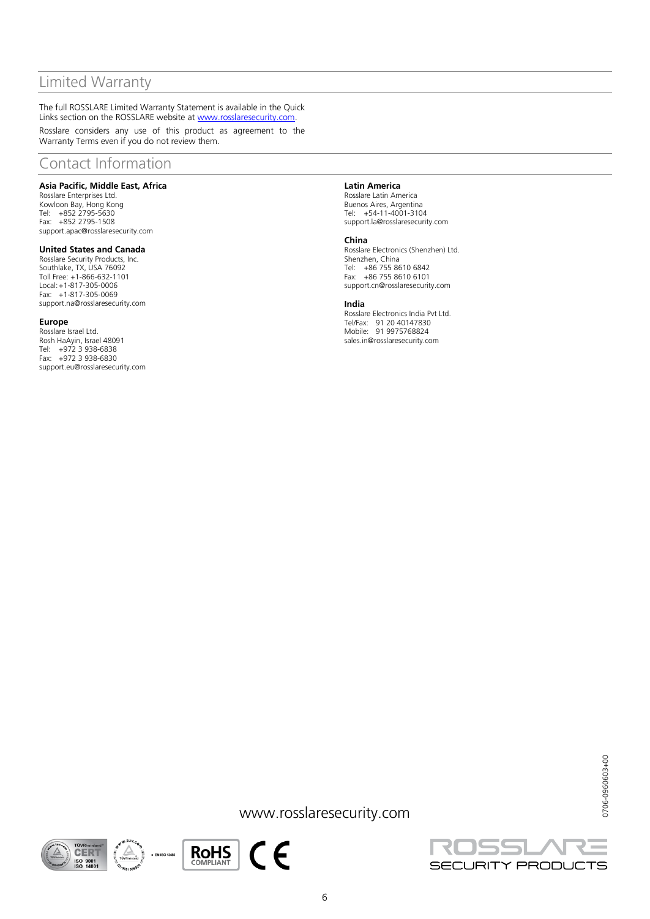## Limited Warranty

The full ROSSLARE Limited Warranty Statement is available in the Quick Links section on the ROSSLARE website at www.rosslaresecurity.com.

Rosslare considers any use of this product as agreement to the Warranty Terms even if you do not review them.

## Contact Information

**Asia Pacific, Middle East, Africa**
Rosslare Enterprises Ltd.
Kowloon Bay, Hong Kong
Tel: +852 2795-5630
Fax: +852 2795-1508
support.apac@rosslaresecurity.com

**United States and Canada**
Rosslare Security Products, Inc.
Southlake, TX, USA 76092
Toll Free: +1-866-632-1101
Local: +1-817-305-0006
Fax: +1-817-305-0069
support.na@rosslaresecurity.com

**Europe**
Rosslare Israel Ltd.
Rosh HaAyin, Israel 48091
Tel: +972 3 938-6838
Fax: +972 3 938-6830
support.eu@rosslaresecurity.com

**Latin America**
Rosslare Latin America
Buenos Aires, Argentina
Tel: +54-11-4001-3104
support.la@rosslaresecurity.com

**China**
Rosslare Electronics (Shenzhen) Ltd.
Shenzhen, China
Tel: +86 755 8610 6842
Fax: +86 755 8610 6101
support.cn@rosslaresecurity.com

**India**
Rosslare Electronics India Pvt Ltd.
Tel/Fax: 91 20 40147830
Mobile: 91 9975768824
sales.in@rosslaresecurity.com

www.rosslaresecurity.com

0706-0960603+00